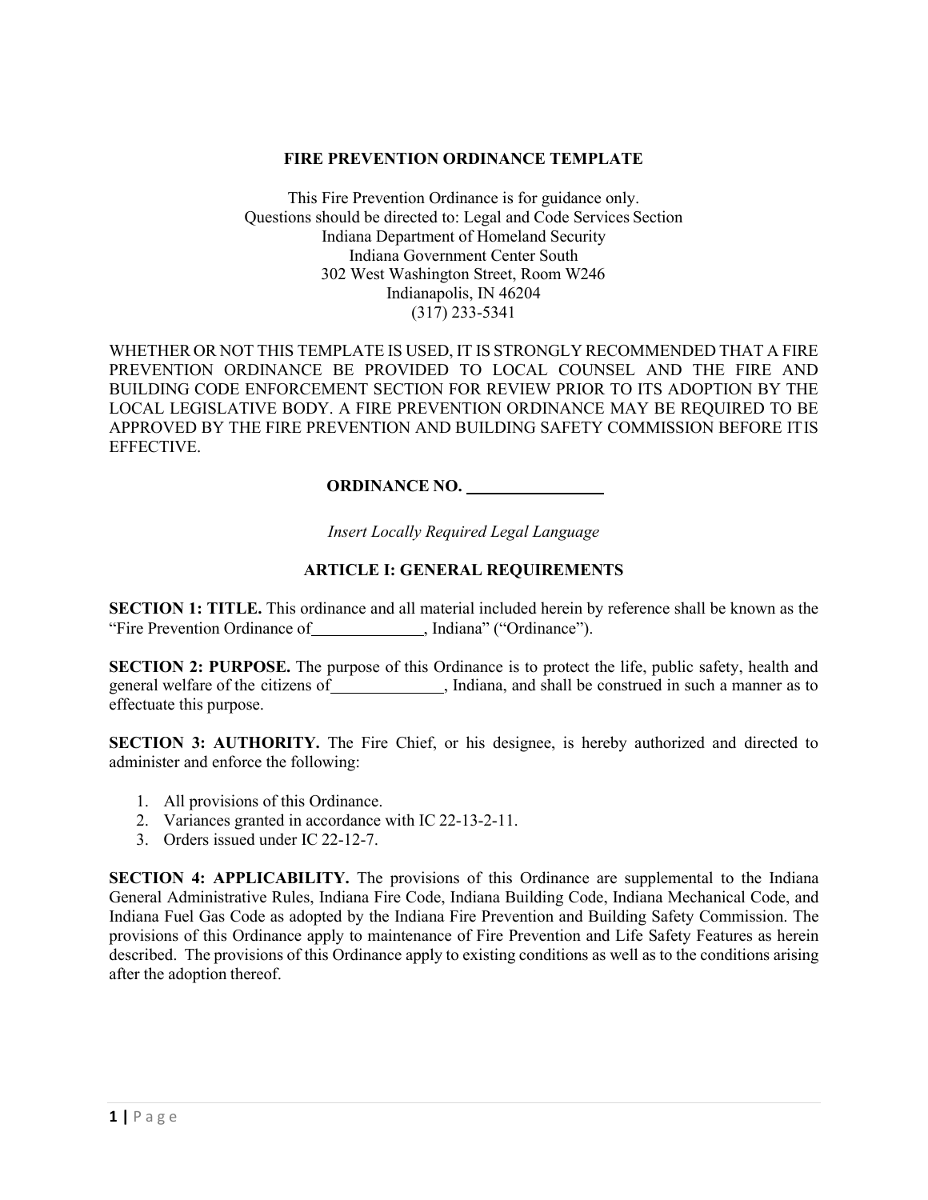# FIRE PREVENTION ORDINANCE TEMPLATE

This Fire Prevention Ordinance is for guidance only.
Questions should be directed to: Legal and Code Services Section
Indiana Department of Homeland Security
Indiana Government Center South
302 West Washington Street, Room W246
Indianapolis, IN 46204
(317) 233-5341

WHETHER OR NOT THIS TEMPLATE IS USED, IT IS STRONGLY RECOMMENDED THAT A FIRE PREVENTION ORDINANCE BE PROVIDED TO LOCAL COUNSEL AND THE FIRE AND BUILDING CODE ENFORCEMENT SECTION FOR REVIEW PRIOR TO ITS ADOPTION BY THE LOCAL LEGISLATIVE BODY. A FIRE PREVENTION ORDINANCE MAY BE REQUIRED TO BE APPROVED BY THE FIRE PREVENTION AND BUILDING SAFETY COMMISSION BEFORE IT IS EFFECTIVE.

## ORDINANCE NO. ________________

*Insert Locally Required Legal Language*

## ARTICLE I: GENERAL REQUIREMENTS

**SECTION 1: TITLE.** This ordinance and all material included herein by reference shall be known as the "Fire Prevention Ordinance of _____________, Indiana" ("Ordinance").

**SECTION 2: PURPOSE.** The purpose of this Ordinance is to protect the life, public safety, health and general welfare of the citizens of _____________, Indiana, and shall be construed in such a manner as to effectuate this purpose.

**SECTION 3: AUTHORITY.** The Fire Chief, or his designee, is hereby authorized and directed to administer and enforce the following:

1. All provisions of this Ordinance.
2. Variances granted in accordance with IC 22-13-2-11.
3. Orders issued under IC 22-12-7.

**SECTION 4: APPLICABILITY.** The provisions of this Ordinance are supplemental to the Indiana General Administrative Rules, Indiana Fire Code, Indiana Building Code, Indiana Mechanical Code, and Indiana Fuel Gas Code as adopted by the Indiana Fire Prevention and Building Safety Commission. The provisions of this Ordinance apply to maintenance of Fire Prevention and Life Safety Features as herein described. The provisions of this Ordinance apply to existing conditions as well as to the conditions arising after the adoption thereof.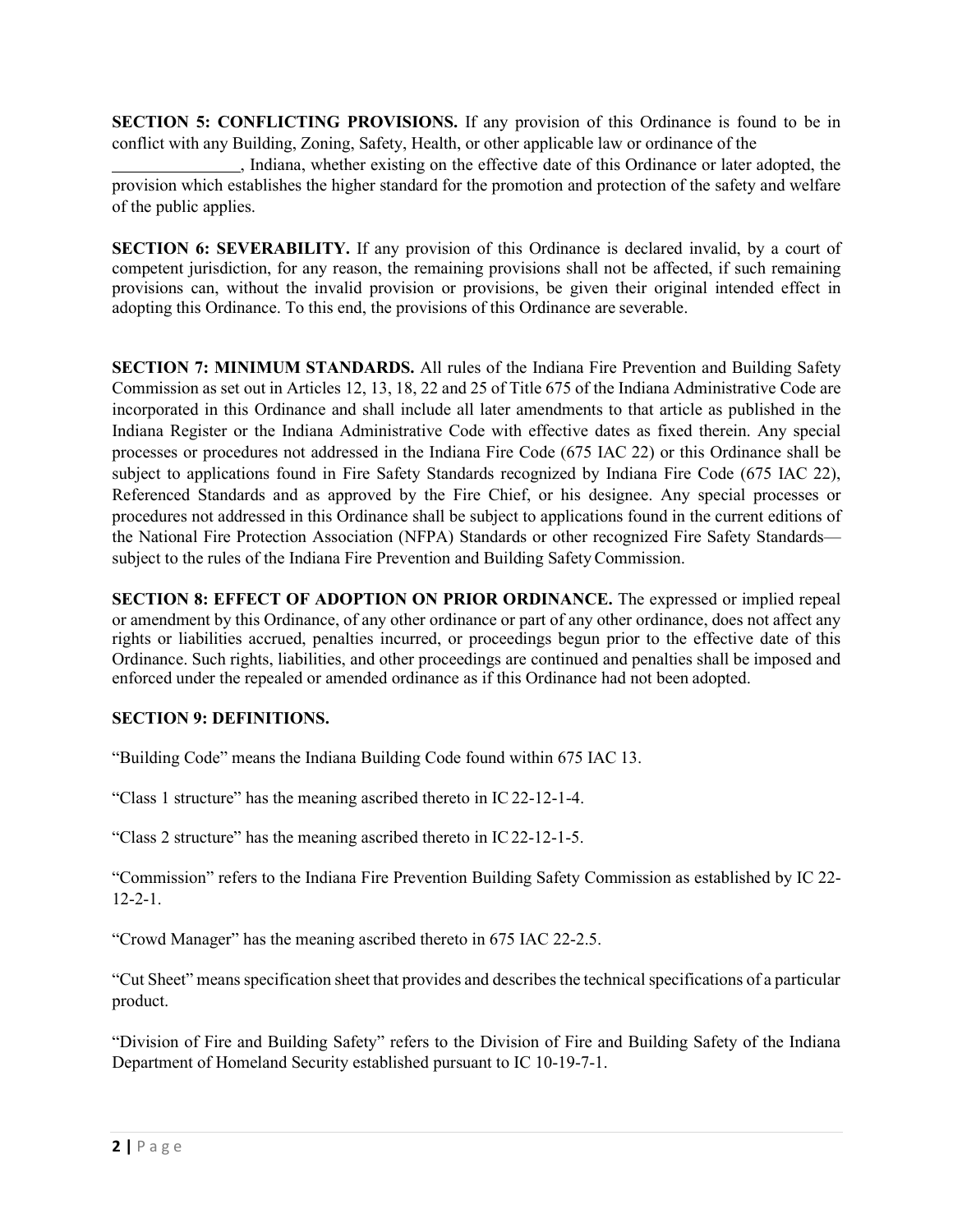**SECTION 5: CONFLICTING PROVISIONS.** If any provision of this Ordinance is found to be in conflict with any Building, Zoning, Safety, Health, or other applicable law or ordinance of the _______________, Indiana, whether existing on the effective date of this Ordinance or later adopted, the provision which establishes the higher standard for the promotion and protection of the safety and welfare of the public applies.

**SECTION 6: SEVERABILITY.** If any provision of this Ordinance is declared invalid, by a court of competent jurisdiction, for any reason, the remaining provisions shall not be affected, if such remaining provisions can, without the invalid provision or provisions, be given their original intended effect in adopting this Ordinance. To this end, the provisions of this Ordinance are severable.

**SECTION 7: MINIMUM STANDARDS.** All rules of the Indiana Fire Prevention and Building Safety Commission as set out in Articles 12, 13, 18, 22 and 25 of Title 675 of the Indiana Administrative Code are incorporated in this Ordinance and shall include all later amendments to that article as published in the Indiana Register or the Indiana Administrative Code with effective dates as fixed therein. Any special processes or procedures not addressed in the Indiana Fire Code (675 IAC 22) or this Ordinance shall be subject to applications found in Fire Safety Standards recognized by Indiana Fire Code (675 IAC 22), Referenced Standards and as approved by the Fire Chief, or his designee. Any special processes or procedures not addressed in this Ordinance shall be subject to applications found in the current editions of the National Fire Protection Association (NFPA) Standards or other recognized Fire Safety Standards—subject to the rules of the Indiana Fire Prevention and Building Safety Commission.

**SECTION 8: EFFECT OF ADOPTION ON PRIOR ORDINANCE.** The expressed or implied repeal or amendment by this Ordinance, of any other ordinance or part of any other ordinance, does not affect any rights or liabilities accrued, penalties incurred, or proceedings begun prior to the effective date of this Ordinance. Such rights, liabilities, and other proceedings are continued and penalties shall be imposed and enforced under the repealed or amended ordinance as if this Ordinance had not been adopted.

**SECTION 9: DEFINITIONS.**

"Building Code" means the Indiana Building Code found within 675 IAC 13.

"Class 1 structure" has the meaning ascribed thereto in IC 22-12-1-4.

"Class 2 structure" has the meaning ascribed thereto in IC 22-12-1-5.

"Commission" refers to the Indiana Fire Prevention Building Safety Commission as established by IC 22-12-2-1.

"Crowd Manager" has the meaning ascribed thereto in 675 IAC 22-2.5.

"Cut Sheet" means specification sheet that provides and describes the technical specifications of a particular product.

"Division of Fire and Building Safety" refers to the Division of Fire and Building Safety of the Indiana Department of Homeland Security established pursuant to IC 10-19-7-1.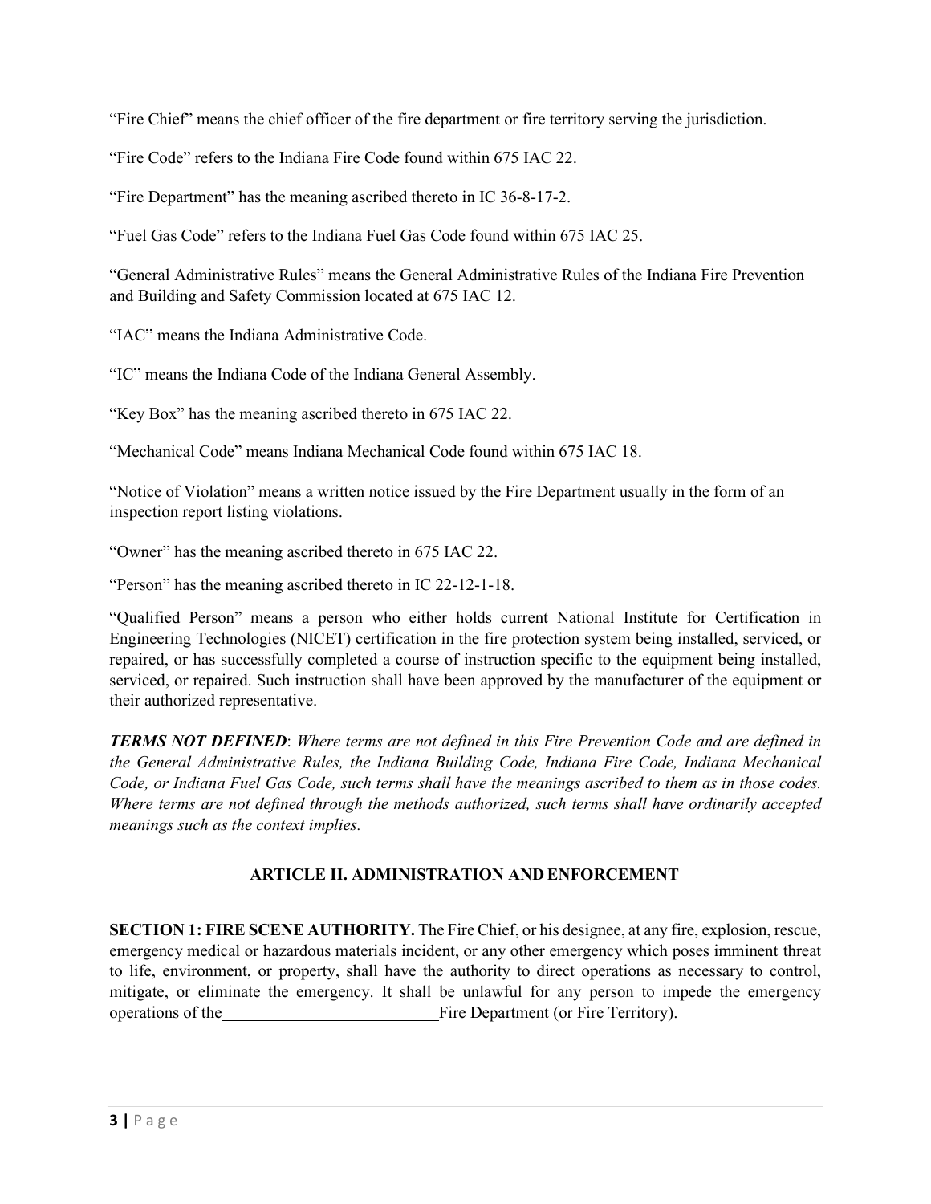“Fire Chief” means the chief officer of the fire department or fire territory serving the jurisdiction.

“Fire Code” refers to the Indiana Fire Code found within 675 IAC 22.

“Fire Department” has the meaning ascribed thereto in IC 36-8-17-2.

“Fuel Gas Code” refers to the Indiana Fuel Gas Code found within 675 IAC 25.

“General Administrative Rules” means the General Administrative Rules of the Indiana Fire Prevention and Building and Safety Commission located at 675 IAC 12.

“IAC” means the Indiana Administrative Code.

“IC” means the Indiana Code of the Indiana General Assembly.

“Key Box” has the meaning ascribed thereto in 675 IAC 22.

“Mechanical Code” means Indiana Mechanical Code found within 675 IAC 18.

“Notice of Violation” means a written notice issued by the Fire Department usually in the form of an inspection report listing violations.

“Owner” has the meaning ascribed thereto in 675 IAC 22.

“Person” has the meaning ascribed thereto in IC 22-12-1-18.

“Qualified Person” means a person who either holds current National Institute for Certification in Engineering Technologies (NICET) certification in the fire protection system being installed, serviced, or repaired, or has successfully completed a course of instruction specific to the equipment being installed, serviced, or repaired. Such instruction shall have been approved by the manufacturer of the equipment or their authorized representative.

***TERMS NOT DEFINED***: *Where terms are not defined in this Fire Prevention Code and are defined in the General Administrative Rules, the Indiana Building Code, Indiana Fire Code, Indiana Mechanical Code, or Indiana Fuel Gas Code, such terms shall have the meanings ascribed to them as in those codes. Where terms are not defined through the methods authorized, such terms shall have ordinarily accepted meanings such as the context implies.*

## ARTICLE II. ADMINISTRATION AND ENFORCEMENT

**SECTION 1: FIRE SCENE AUTHORITY.** The Fire Chief, or his designee, at any fire, explosion, rescue, emergency medical or hazardous materials incident, or any other emergency which poses imminent threat to life, environment, or property, shall have the authority to direct operations as necessary to control, mitigate, or eliminate the emergency. It shall be unlawful for any person to impede the emergency operations of the __________________________ Fire Department (or Fire Territory).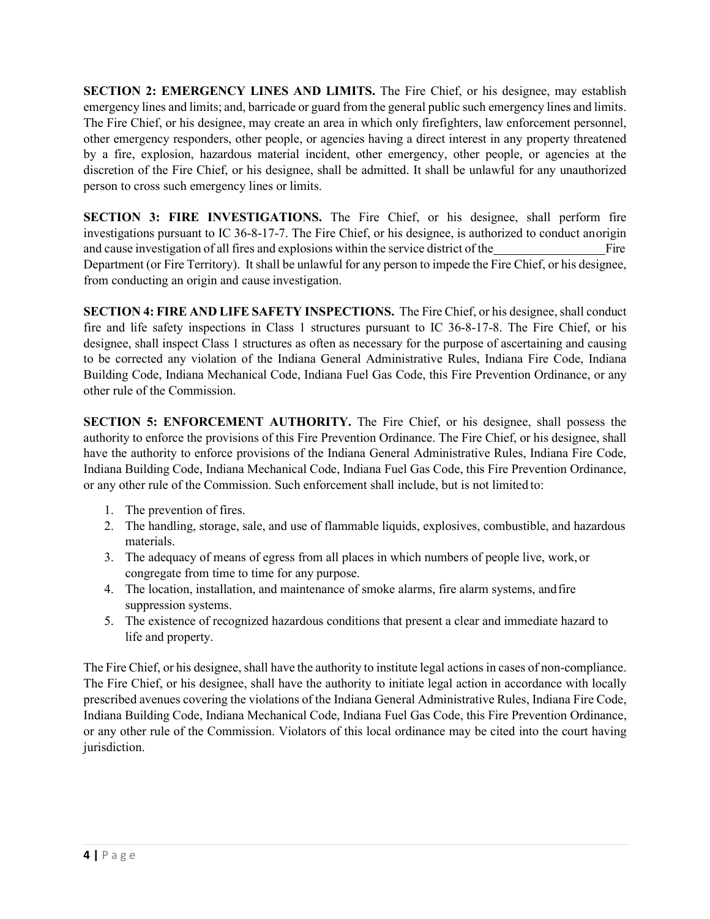**SECTION 2: EMERGENCY LINES AND LIMITS.** The Fire Chief, or his designee, may establish emergency lines and limits; and, barricade or guard from the general public such emergency lines and limits. The Fire Chief, or his designee, may create an area in which only firefighters, law enforcement personnel, other emergency responders, other people, or agencies having a direct interest in any property threatened by a fire, explosion, hazardous material incident, other emergency, other people, or agencies at the discretion of the Fire Chief, or his designee, shall be admitted. It shall be unlawful for any unauthorized person to cross such emergency lines or limits.

**SECTION 3: FIRE INVESTIGATIONS.** The Fire Chief, or his designee, shall perform fire investigations pursuant to IC 36-8-17-7. The Fire Chief, or his designee, is authorized to conduct an origin and cause investigation of all fires and explosions within the service district of the _________________ Fire Department (or Fire Territory). It shall be unlawful for any person to impede the Fire Chief, or his designee, from conducting an origin and cause investigation.

**SECTION 4: FIRE AND LIFE SAFETY INSPECTIONS.** The Fire Chief, or his designee, shall conduct fire and life safety inspections in Class 1 structures pursuant to IC 36-8-17-8. The Fire Chief, or his designee, shall inspect Class 1 structures as often as necessary for the purpose of ascertaining and causing to be corrected any violation of the Indiana General Administrative Rules, Indiana Fire Code, Indiana Building Code, Indiana Mechanical Code, Indiana Fuel Gas Code, this Fire Prevention Ordinance, or any other rule of the Commission.

**SECTION 5: ENFORCEMENT AUTHORITY.** The Fire Chief, or his designee, shall possess the authority to enforce the provisions of this Fire Prevention Ordinance. The Fire Chief, or his designee, shall have the authority to enforce provisions of the Indiana General Administrative Rules, Indiana Fire Code, Indiana Building Code, Indiana Mechanical Code, Indiana Fuel Gas Code, this Fire Prevention Ordinance, or any other rule of the Commission. Such enforcement shall include, but is not limited to:

1. The prevention of fires.
2. The handling, storage, sale, and use of flammable liquids, explosives, combustible, and hazardous materials.
3. The adequacy of means of egress from all places in which numbers of people live, work, or congregate from time to time for any purpose.
4. The location, installation, and maintenance of smoke alarms, fire alarm systems, and fire suppression systems.
5. The existence of recognized hazardous conditions that present a clear and immediate hazard to life and property.

The Fire Chief, or his designee, shall have the authority to institute legal actions in cases of non-compliance. The Fire Chief, or his designee, shall have the authority to initiate legal action in accordance with locally prescribed avenues covering the violations of the Indiana General Administrative Rules, Indiana Fire Code, Indiana Building Code, Indiana Mechanical Code, Indiana Fuel Gas Code, this Fire Prevention Ordinance, or any other rule of the Commission. Violators of this local ordinance may be cited into the court having jurisdiction.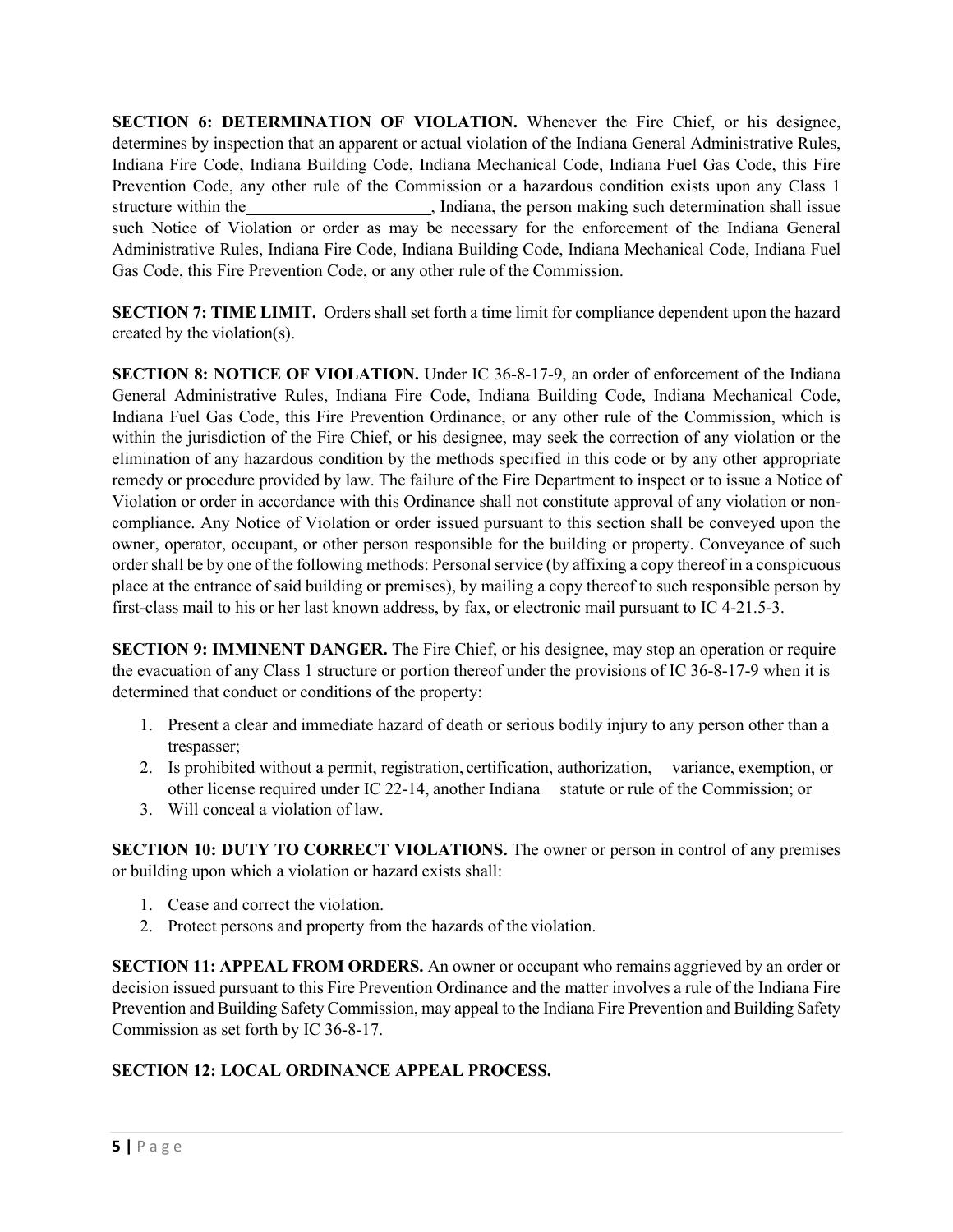**SECTION 6: DETERMINATION OF VIOLATION.** Whenever the Fire Chief, or his designee, determines by inspection that an apparent or actual violation of the Indiana General Administrative Rules, Indiana Fire Code, Indiana Building Code, Indiana Mechanical Code, Indiana Fuel Gas Code, this Fire Prevention Code, any other rule of the Commission or a hazardous condition exists upon any Class 1 structure within the ______________________, Indiana, the person making such determination shall issue such Notice of Violation or order as may be necessary for the enforcement of the Indiana General Administrative Rules, Indiana Fire Code, Indiana Building Code, Indiana Mechanical Code, Indiana Fuel Gas Code, this Fire Prevention Code, or any other rule of the Commission.

**SECTION 7: TIME LIMIT.** Orders shall set forth a time limit for compliance dependent upon the hazard created by the violation(s).

**SECTION 8: NOTICE OF VIOLATION.** Under IC 36-8-17-9, an order of enforcement of the Indiana General Administrative Rules, Indiana Fire Code, Indiana Building Code, Indiana Mechanical Code, Indiana Fuel Gas Code, this Fire Prevention Ordinance, or any other rule of the Commission, which is within the jurisdiction of the Fire Chief, or his designee, may seek the correction of any violation or the elimination of any hazardous condition by the methods specified in this code or by any other appropriate remedy or procedure provided by law. The failure of the Fire Department to inspect or to issue a Notice of Violation or order in accordance with this Ordinance shall not constitute approval of any violation or non-compliance. Any Notice of Violation or order issued pursuant to this section shall be conveyed upon the owner, operator, occupant, or other person responsible for the building or property. Conveyance of such order shall be by one of the following methods: Personal service (by affixing a copy thereof in a conspicuous place at the entrance of said building or premises), by mailing a copy thereof to such responsible person by first-class mail to his or her last known address, by fax, or electronic mail pursuant to IC 4-21.5-3.

**SECTION 9: IMMINENT DANGER.** The Fire Chief, or his designee, may stop an operation or require the evacuation of any Class 1 structure or portion thereof under the provisions of IC 36-8-17-9 when it is determined that conduct or conditions of the property:

1. Present a clear and immediate hazard of death or serious bodily injury to any person other than a trespasser;
2. Is prohibited without a permit, registration, certification, authorization, variance, exemption, or other license required under IC 22-14, another Indiana statute or rule of the Commission; or
3. Will conceal a violation of law.

**SECTION 10: DUTY TO CORRECT VIOLATIONS.** The owner or person in control of any premises or building upon which a violation or hazard exists shall:

1. Cease and correct the violation.
2. Protect persons and property from the hazards of the violation.

**SECTION 11: APPEAL FROM ORDERS.** An owner or occupant who remains aggrieved by an order or decision issued pursuant to this Fire Prevention Ordinance and the matter involves a rule of the Indiana Fire Prevention and Building Safety Commission, may appeal to the Indiana Fire Prevention and Building Safety Commission as set forth by IC 36-8-17.

**SECTION 12: LOCAL ORDINANCE APPEAL PROCESS.**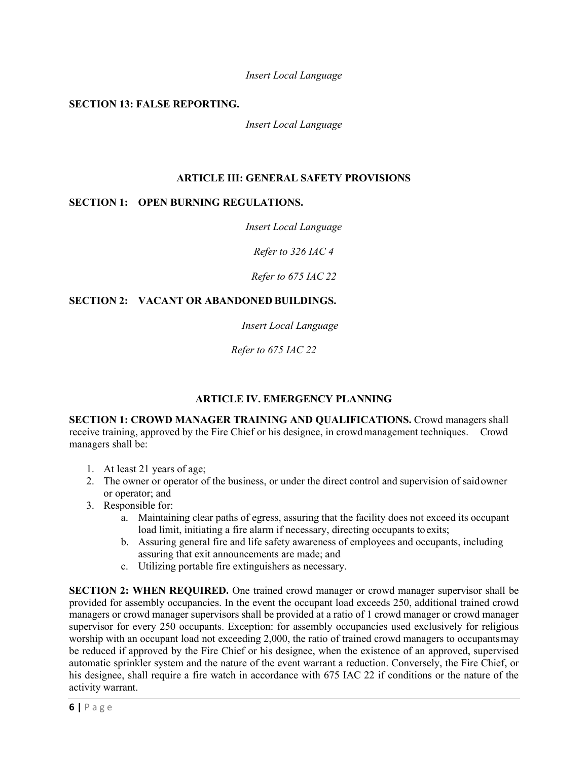*Insert Local Language*

**SECTION 13: FALSE REPORTING.**

*Insert Local Language*

## ARTICLE III: GENERAL SAFETY PROVISIONS

**SECTION 1: OPEN BURNING REGULATIONS.**

*Insert Local Language*

*Refer to 326 IAC 4*

*Refer to 675 IAC 22*

**SECTION 2: VACANT OR ABANDONED BUILDINGS.**

*Insert Local Language*

*Refer to 675 IAC 22*

## ARTICLE IV. EMERGENCY PLANNING

**SECTION 1: CROWD MANAGER TRAINING AND QUALIFICATIONS.** Crowd managers shall receive training, approved by the Fire Chief or his designee, in crowd management techniques. Crowd managers shall be:

1. At least 21 years of age;
2. The owner or operator of the business, or under the direct control and supervision of said owner or operator; and
3. Responsible for:
   a. Maintaining clear paths of egress, assuring that the facility does not exceed its occupant load limit, initiating a fire alarm if necessary, directing occupants to exits;
   b. Assuring general fire and life safety awareness of employees and occupants, including assuring that exit announcements are made; and
   c. Utilizing portable fire extinguishers as necessary.

**SECTION 2: WHEN REQUIRED.** One trained crowd manager or crowd manager supervisor shall be provided for assembly occupancies. In the event the occupant load exceeds 250, additional trained crowd managers or crowd manager supervisors shall be provided at a ratio of 1 crowd manager or crowd manager supervisor for every 250 occupants. Exception: for assembly occupancies used exclusively for religious worship with an occupant load not exceeding 2,000, the ratio of trained crowd managers to occupants may be reduced if approved by the Fire Chief or his designee, when the existence of an approved, supervised automatic sprinkler system and the nature of the event warrant a reduction. Conversely, the Fire Chief, or his designee, shall require a fire watch in accordance with 675 IAC 22 if conditions or the nature of the activity warrant.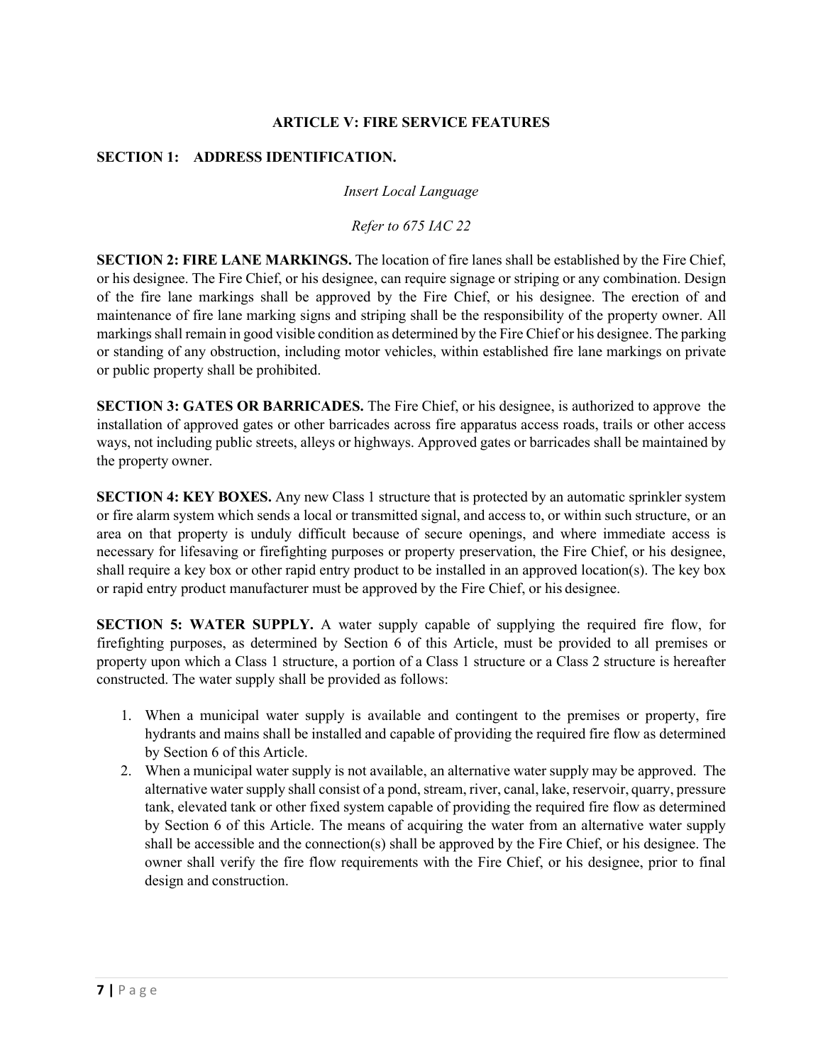## ARTICLE V: FIRE SERVICE FEATURES

### SECTION 1: ADDRESS IDENTIFICATION.

*Insert Local Language*

*Refer to 675 IAC 22*

**SECTION 2: FIRE LANE MARKINGS.** The location of fire lanes shall be established by the Fire Chief, or his designee. The Fire Chief, or his designee, can require signage or striping or any combination. Design of the fire lane markings shall be approved by the Fire Chief, or his designee. The erection of and maintenance of fire lane marking signs and striping shall be the responsibility of the property owner. All markings shall remain in good visible condition as determined by the Fire Chief or his designee. The parking or standing of any obstruction, including motor vehicles, within established fire lane markings on private or public property shall be prohibited.

**SECTION 3: GATES OR BARRICADES.** The Fire Chief, or his designee, is authorized to approve the installation of approved gates or other barricades across fire apparatus access roads, trails or other access ways, not including public streets, alleys or highways. Approved gates or barricades shall be maintained by the property owner.

**SECTION 4: KEY BOXES.** Any new Class 1 structure that is protected by an automatic sprinkler system or fire alarm system which sends a local or transmitted signal, and access to, or within such structure, or an area on that property is unduly difficult because of secure openings, and where immediate access is necessary for lifesaving or firefighting purposes or property preservation, the Fire Chief, or his designee, shall require a key box or other rapid entry product to be installed in an approved location(s). The key box or rapid entry product manufacturer must be approved by the Fire Chief, or his designee.

**SECTION 5: WATER SUPPLY.** A water supply capable of supplying the required fire flow, for firefighting purposes, as determined by Section 6 of this Article, must be provided to all premises or property upon which a Class 1 structure, a portion of a Class 1 structure or a Class 2 structure is hereafter constructed. The water supply shall be provided as follows:

1. When a municipal water supply is available and contingent to the premises or property, fire hydrants and mains shall be installed and capable of providing the required fire flow as determined by Section 6 of this Article.
2. When a municipal water supply is not available, an alternative water supply may be approved. The alternative water supply shall consist of a pond, stream, river, canal, lake, reservoir, quarry, pressure tank, elevated tank or other fixed system capable of providing the required fire flow as determined by Section 6 of this Article. The means of acquiring the water from an alternative water supply shall be accessible and the connection(s) shall be approved by the Fire Chief, or his designee. The owner shall verify the fire flow requirements with the Fire Chief, or his designee, prior to final design and construction.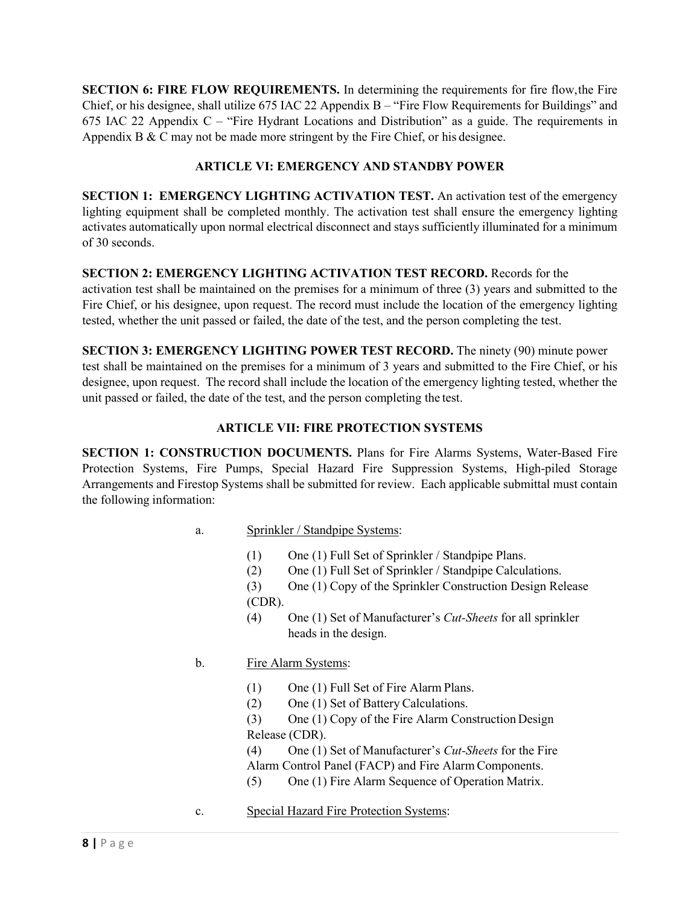**SECTION 6: FIRE FLOW REQUIREMENTS.** In determining the requirements for fire flow, the Fire Chief, or his designee, shall utilize 675 IAC 22 Appendix B – "Fire Flow Requirements for Buildings" and 675 IAC 22 Appendix C – "Fire Hydrant Locations and Distribution" as a guide. The requirements in Appendix B & C may not be made more stringent by the Fire Chief, or his designee.

## ARTICLE VI: EMERGENCY AND STANDBY POWER

**SECTION 1: EMERGENCY LIGHTING ACTIVATION TEST.** An activation test of the emergency lighting equipment shall be completed monthly. The activation test shall ensure the emergency lighting activates automatically upon normal electrical disconnect and stays sufficiently illuminated for a minimum of 30 seconds.

**SECTION 2: EMERGENCY LIGHTING ACTIVATION TEST RECORD.** Records for the activation test shall be maintained on the premises for a minimum of three (3) years and submitted to the Fire Chief, or his designee, upon request. The record must include the location of the emergency lighting tested, whether the unit passed or failed, the date of the test, and the person completing the test.

**SECTION 3: EMERGENCY LIGHTING POWER TEST RECORD.** The ninety (90) minute power test shall be maintained on the premises for a minimum of 3 years and submitted to the Fire Chief, or his designee, upon request. The record shall include the location of the emergency lighting tested, whether the unit passed or failed, the date of the test, and the person completing the test.

## ARTICLE VII: FIRE PROTECTION SYSTEMS

**SECTION 1: CONSTRUCTION DOCUMENTS.** Plans for Fire Alarms Systems, Water-Based Fire Protection Systems, Fire Pumps, Special Hazard Fire Suppression Systems, High-piled Storage Arrangements and Firestop Systems shall be submitted for review. Each applicable submittal must contain the following information:

a. <u>Sprinkler / Standpipe Systems</u>:

(1) One (1) Full Set of Sprinkler / Standpipe Plans.
(2) One (1) Full Set of Sprinkler / Standpipe Calculations.
(3) One (1) Copy of the Sprinkler Construction Design Release (CDR).
(4) One (1) Set of Manufacturer's *Cut-Sheets* for all sprinkler heads in the design.

b. <u>Fire Alarm Systems</u>:

(1) One (1) Full Set of Fire Alarm Plans.
(2) One (1) Set of Battery Calculations.
(3) One (1) Copy of the Fire Alarm Construction Design Release (CDR).
(4) One (1) Set of Manufacturer's *Cut-Sheets* for the Fire Alarm Control Panel (FACP) and Fire Alarm Components.
(5) One (1) Fire Alarm Sequence of Operation Matrix.

c. <u>Special Hazard Fire Protection Systems</u>: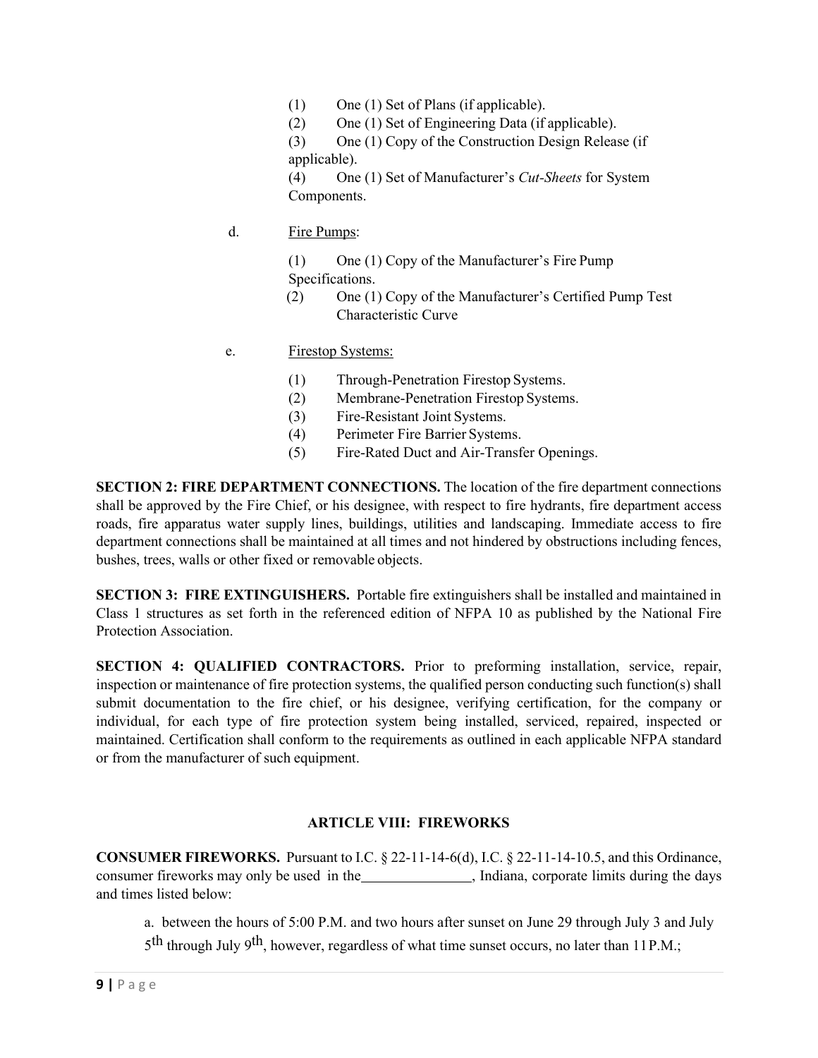(1) One (1) Set of Plans (if applicable).
(2) One (1) Set of Engineering Data (if applicable).
(3) One (1) Copy of the Construction Design Release (if applicable).
(4) One (1) Set of Manufacturer's *Cut-Sheets* for System Components.

d. Fire Pumps:

(1) One (1) Copy of the Manufacturer's Fire Pump Specifications.
(2) One (1) Copy of the Manufacturer's Certified Pump Test Characteristic Curve

e. Firestop Systems:

(1) Through-Penetration Firestop Systems.
(2) Membrane-Penetration Firestop Systems.
(3) Fire-Resistant Joint Systems.
(4) Perimeter Fire Barrier Systems.
(5) Fire-Rated Duct and Air-Transfer Openings.

**SECTION 2: FIRE DEPARTMENT CONNECTIONS.** The location of the fire department connections shall be approved by the Fire Chief, or his designee, with respect to fire hydrants, fire department access roads, fire apparatus water supply lines, buildings, utilities and landscaping. Immediate access to fire department connections shall be maintained at all times and not hindered by obstructions including fences, bushes, trees, walls or other fixed or removable objects.

**SECTION 3: FIRE EXTINGUISHERS.** Portable fire extinguishers shall be installed and maintained in Class 1 structures as set forth in the referenced edition of NFPA 10 as published by the National Fire Protection Association.

**SECTION 4: QUALIFIED CONTRACTORS.** Prior to preforming installation, service, repair, inspection or maintenance of fire protection systems, the qualified person conducting such function(s) shall submit documentation to the fire chief, or his designee, verifying certification, for the company or individual, for each type of fire protection system being installed, serviced, repaired, inspected or maintained. Certification shall conform to the requirements as outlined in each applicable NFPA standard or from the manufacturer of such equipment.

## ARTICLE VIII: FIREWORKS

**CONSUMER FIREWORKS.** Pursuant to I.C. § 22-11-14-6(d), I.C. § 22-11-14-10.5, and this Ordinance, consumer fireworks may only be used in the_______________, Indiana, corporate limits during the days and times listed below:

a. between the hours of 5:00 P.M. and two hours after sunset on June 29 through July 3 and July 5th through July 9th, however, regardless of what time sunset occurs, no later than 11P.M.;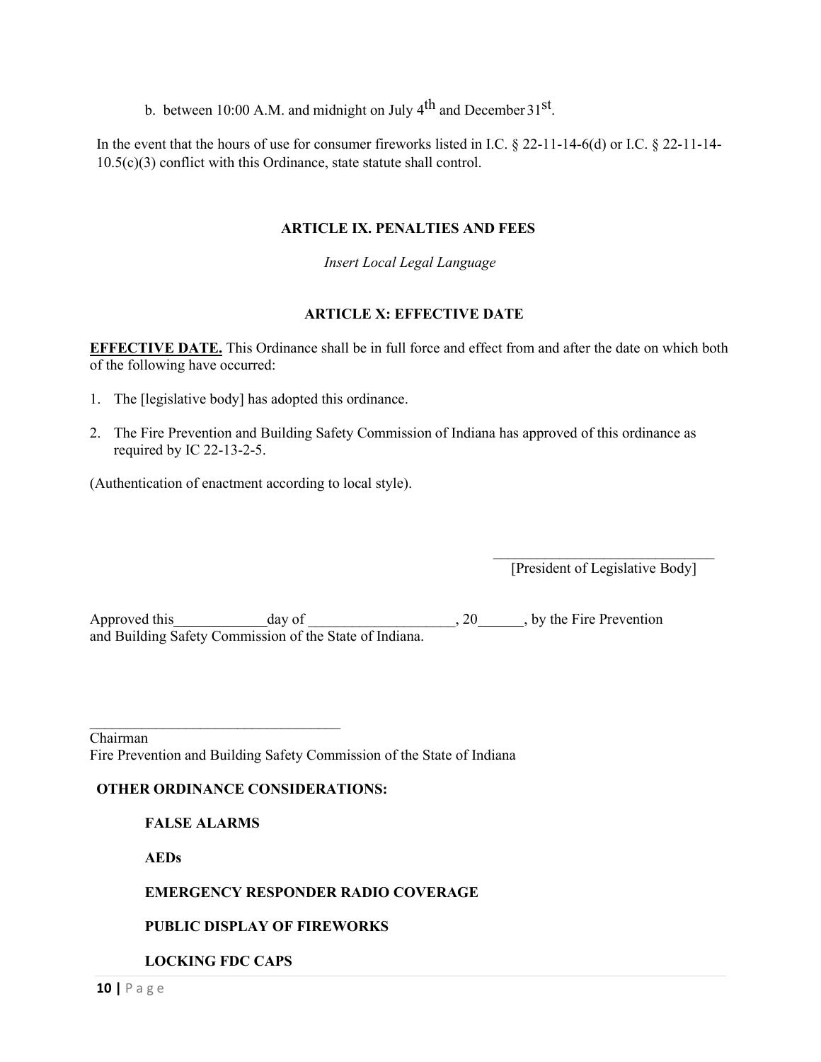b. between 10:00 A.M. and midnight on July 4th and December 31st.

In the event that the hours of use for consumer fireworks listed in I.C. § 22-11-14-6(d) or I.C. § 22-11-14-10.5(c)(3) conflict with this Ordinance, state statute shall control.

## ARTICLE IX. PENALTIES AND FEES

*Insert Local Legal Language*

## ARTICLE X: EFFECTIVE DATE

**EFFECTIVE DATE.** This Ordinance shall be in full force and effect from and after the date on which both of the following have occurred:

1. The [legislative body] has adopted this ordinance.
2. The Fire Prevention and Building Safety Commission of Indiana has approved of this ordinance as required by IC 22-13-2-5.

(Authentication of enactment according to local style).

______________________________
[President of Legislative Body]

Approved this____________day of ___________________, 20______, by the Fire Prevention and Building Safety Commission of the State of Indiana.

__________________________________
Chairman
Fire Prevention and Building Safety Commission of the State of Indiana

**OTHER ORDINANCE CONSIDERATIONS:**

**FALSE ALARMS**

**AEDs**

**EMERGENCY RESPONDER RADIO COVERAGE**

**PUBLIC DISPLAY OF FIREWORKS**

**LOCKING FDC CAPS**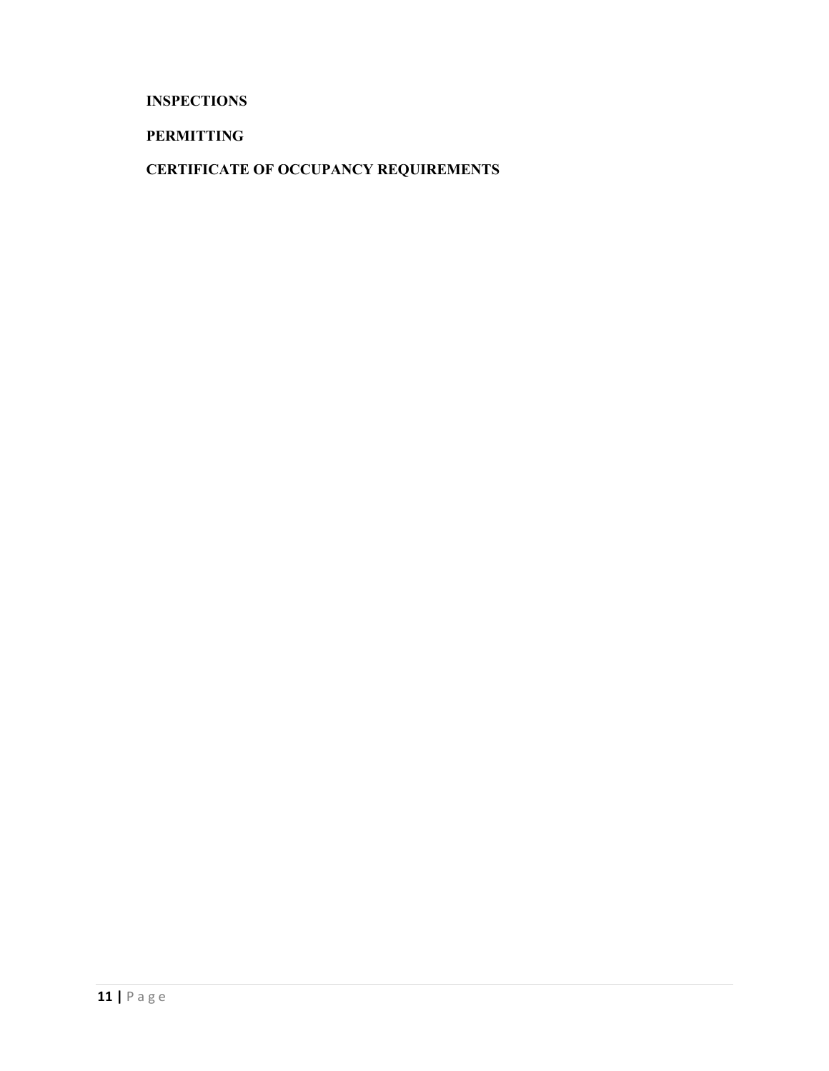**INSPECTIONS**

**PERMITTING**

**CERTIFICATE OF OCCUPANCY REQUIREMENTS**